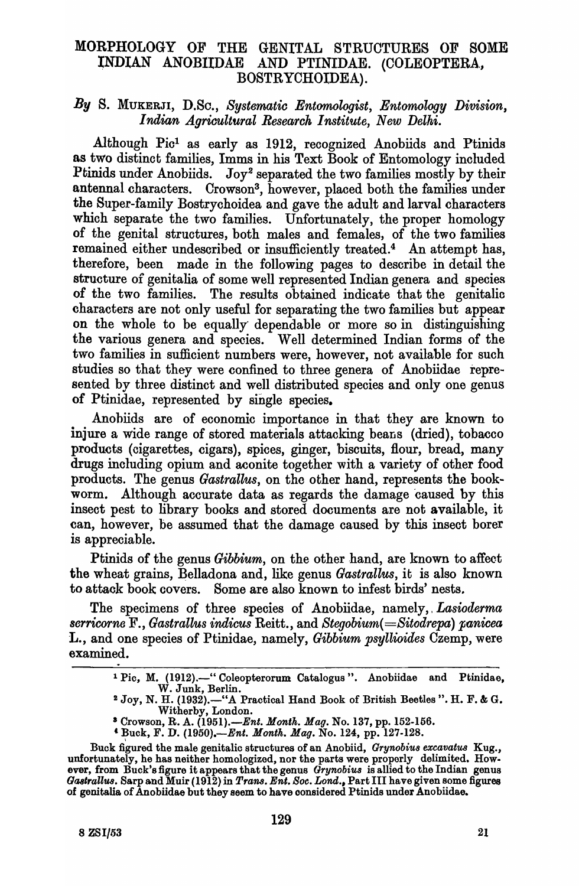# MORPHOLOGY OF THE GENITAL STRUCTURES OF SOME INDIAN ANOBIIDAE AND PTINIDAE. (COLEOPTERA, BOSTRYCHOIDEA).

*By* S. MUKERJI, D.Sc., *Systematic Entomologist, Entomology Division, Indian Agricultural Research Institute, New Delhi.*

Although Pic[1] as early as 1912, recognized Anobiids and Ptinids as two distinct families, Imms in his Text Book of Entomology included Ptinids under Anobiids. Joy[2] separated the two families mostly by their antennal characters. Crowson[3], however, placed both the families under the Super-family Bostrychoidea and gave the adult and larval characters which separate the two families. Unfortunately, the proper homology of the genital structures, both males and females, of the two families remained either undescribed or insufficiently treated.[4] An attempt has, therefore, been made in the following pages to describe in detail the structure of genitalia of some well represented Indian genera and species of the two families. The results obtained indicate that the genitalic characters are not only useful for separating the two families but appear on the whole to be equally dependable or more so in distinguishing the various genera and species. Well determined Indian forms of the two families in sufficient numbers were, however, not available for such studies so that they were confined to three genera of Anobiidae represented by three distinct and well distributed species and only one genus of Ptinidae, represented by single species.

Anobiids are of economic importance in that they are known to injure a wide range of stored materials attacking beans (dried), tobacco products (cigarettes, cigars), spices, ginger, biscuits, flour, bread, many drugs including opium and aconite together with a variety of other food products. The genus *Gastrallus*, on the other hand, represents the book-worm. Although accurate data as regards the damage caused by this insect pest to library books and stored documents are not available, it can, however, be assumed that the damage caused by this insect borer is appreciable.

Ptinids of the genus *Gibbium*, on the other hand, are known to affect the wheat grains, Belladona and, like genus *Gastrallus*, it is also known to attack book covers. Some are also known to infest birds' nests.

The specimens of three species of Anobiidae, namely, *Lasioderma serricorne* F., *Gastrallus indicus* Reitt., and *Stegobium*(=*Sitodrepa*) *panicea* L., and one species of Ptinidae, namely, *Gibbium psyllioides* Czemp, were examined.

---

[1] Pic, M. (1912).—" Coleopterorum Catalogus ". Anobiidae and Ptinidae, W. Junk, Berlin.

[2] Joy, N. H. (1932).—"A Practical Hand Book of British Beetles ". H. F. & G. Witherby, London.

[3] Crowson, R. A. (1951).—*Ent. Month. Mag.* No. 137, pp. 152-156.

[4] Buck, F. D. (1950).—*Ent. Month. Mag.* No. 124, pp. 127-128.

Buck figured the male genitalic structures of an Anobiid, *Grynobius excavatus* Kug., unfortunately, he has neither homologized, nor the parts were properly delimited. However, from Buck's figure it appears that the genus *Grynobius* is allied to the Indian genus *Gastrallus*. Sarp and Muir (1912) in *Trans. Ent. Soc. Lond.*, Part III have given some figures of genitalia of Anobiidae but they seem to have considered Ptinids under Anobiidae.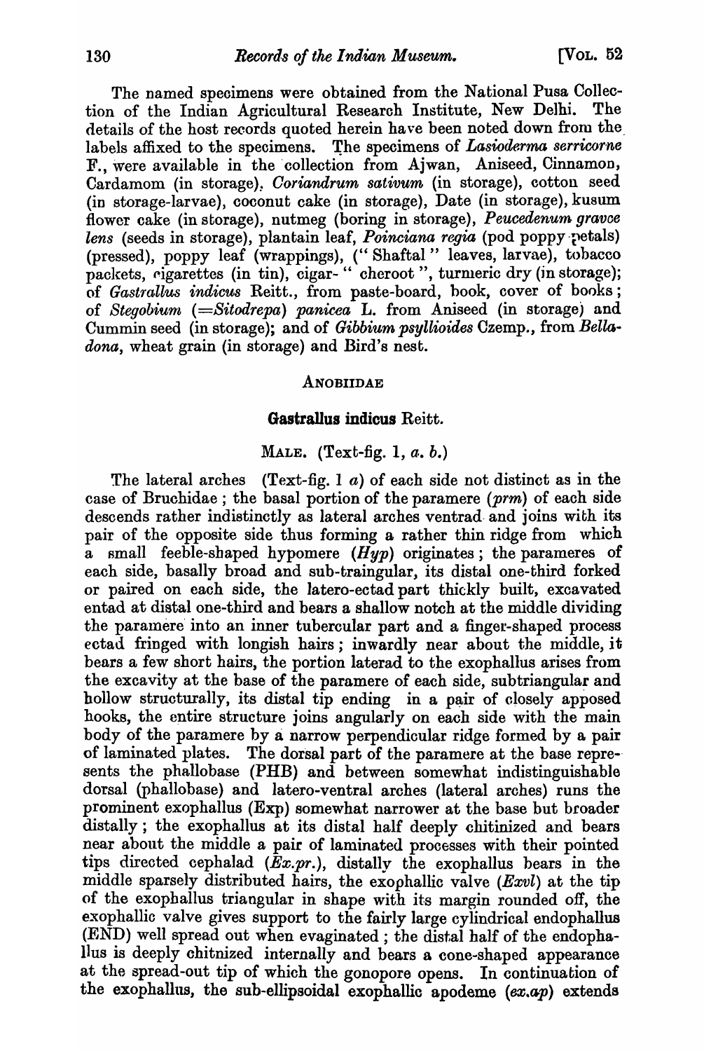The named specimens were obtained from the National Pusa Collection of the Indian Agricultural Research Institute, New Delhi. The details of the host records quoted herein have been noted down from the labels affixed to the specimens. The specimens of *Lasioderma serricorne* F., were available in the collection from Ajwan, Aniseed, Cinnamon, Cardamom (in storage), *Coriandrum sativum* (in storage), cotton seed (in storage-larvae), coconut cake (in storage), Date (in storage), kusum flower cake (in storage), nutmeg (boring in storage), *Peucedenum gravce lens* (seeds in storage), plantain leaf, *Poinciana regia* (pod poppy petals) (pressed), poppy leaf (wrappings), ("Shaftal" leaves, larvae), tobacco packets, cigarettes (in tin), cigar- "cheroot", turmeric dry (in storage); of *Gastrallus indicus* Reitt., from paste-board, book, cover of books; of *Stegobium* (=*Sitodrepa*) *panicea* L. from Aniseed (in storage) and Cummin seed (in storage); and of *Gibbium psyllioides* Czemp., from *Belladona*, wheat grain (in storage) and Bird's nest.

## ANOBIIDAE

### Gastrallus indicus Reitt.

MALE. (Text-fig. 1, *a*. *b*.)

The lateral arches (Text-fig. 1 *a*) of each side not distinct as in the case of Bruchidae; the basal portion of the paramere (*prm*) of each side descends rather indistinctly as lateral arches ventrad and joins with its pair of the opposite side thus forming a rather thin ridge from which a small feeble-shaped hypomere (*Hyp*) originates; the parameres of each side, basally broad and sub-traingular, its distal one-third forked or paired on each side, the latero-ectad part thickly built, excavated entad at distal one-third and bears a shallow notch at the middle dividing the paramere into an inner tubercular part and a finger-shaped process ectad fringed with longish hairs; inwardly near about the middle, it bears a few short hairs, the portion laterad to the exophallus arises from the excavity at the base of the paramere of each side, subtriangular and hollow structurally, its distal tip ending in a pair of closely apposed hooks, the entire structure joins angularly on each side with the main body of the paramere by a narrow perpendicular ridge formed by a pair of laminated plates. The dorsal part of the paramere at the base represents the phallobase (PHB) and between somewhat indistinguishable dorsal (phallobase) and latero-ventral arches (lateral arches) runs the prominent exophallus (Exp) somewhat narrower at the base but broader distally; the exophallus at its distal half deeply chitinized and bears near about the middle a pair of laminated processes with their pointed tips directed cephalad (*Ex.pr.*), distally the exophallus bears in the middle sparsely distributed hairs, the exophallic valve (*Exvl*) at the tip of the exophallus triangular in shape with its margin rounded off, the exophallic valve gives support to the fairly large cylindrical endophallus (END) well spread out when evaginated; the distal half of the endophallus is deeply chitnized internally and bears a cone-shaped appearance at the spread-out tip of which the gonopore opens. In continuation of the exophallus, the sub-ellipsoidal exophallic apodeme (*ex.ap*) extends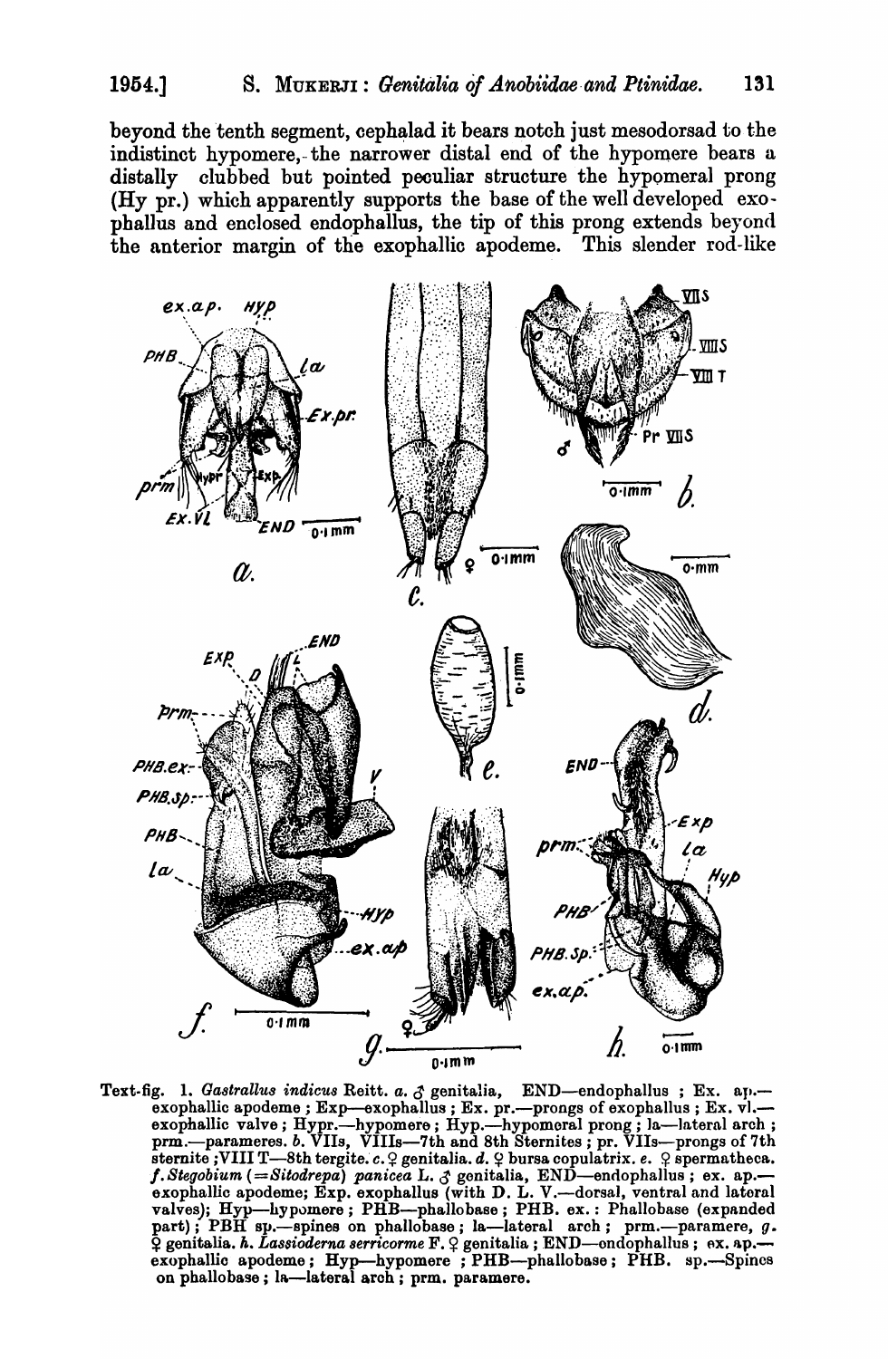beyond the tenth segment, cephalad it bears notch just mesodorsad to the indistinct hypomere, the narrower distal end of the hypomere bears a distally clubbed but pointed peculiar structure the hypomeral prong (Hy pr.) which apparently supports the base of the well developed exophallus and enclosed endophallus, the tip of this prong extends beyond the anterior margin of the exophallic apodeme. This slender rod-like

Text-fig. 1. *Gastrallus indicus* Reitt. *a.* ♂ genitalia, END—endophallus ; Ex. ap.—exophallic apodeme ; Exp—exophallus ; Ex. pr.—prongs of exophallus ; Ex. vl.—exophallic valve ; Hypr.—hypomere ; Hyp.—hypomeral prong ; la—lateral arch ; prm.—parameres. *b.* VIIs, VIIIs—7th and 8th Sternites ; pr. VIIs—prongs of 7th sternite ;VIII T—8th tergite. *c.* ♀ genitalia. *d.* ♀ bursa copulatrix. *e.* ♀ spermatheca. *f. Stegobium* (=*Sitodrepa*) *panicea* L. ♂ genitalia, END—endophallus ; ex. ap.—exophallic apodeme; Exp. exophallus (with D. L. V.—dorsal, ventral and lateral valves); Hyp—hypomere ; PHB—phallobase ; PHB. ex.: Phallobase (expanded part) ; PBH sp.—spines on phallobase ; la—lateral arch ; prm.—paramere, *g.* ♀ genitalia. *h. Lassioderna serricorme* F. ♀ genitalia ; END—ondophallus ; ex. ap.—exophallic apodeme ; Hyp—hypomere ; PHB—phallobase ; PHB. sp.—Spines on phallobase ; la—lateral arch ; prm. paramere.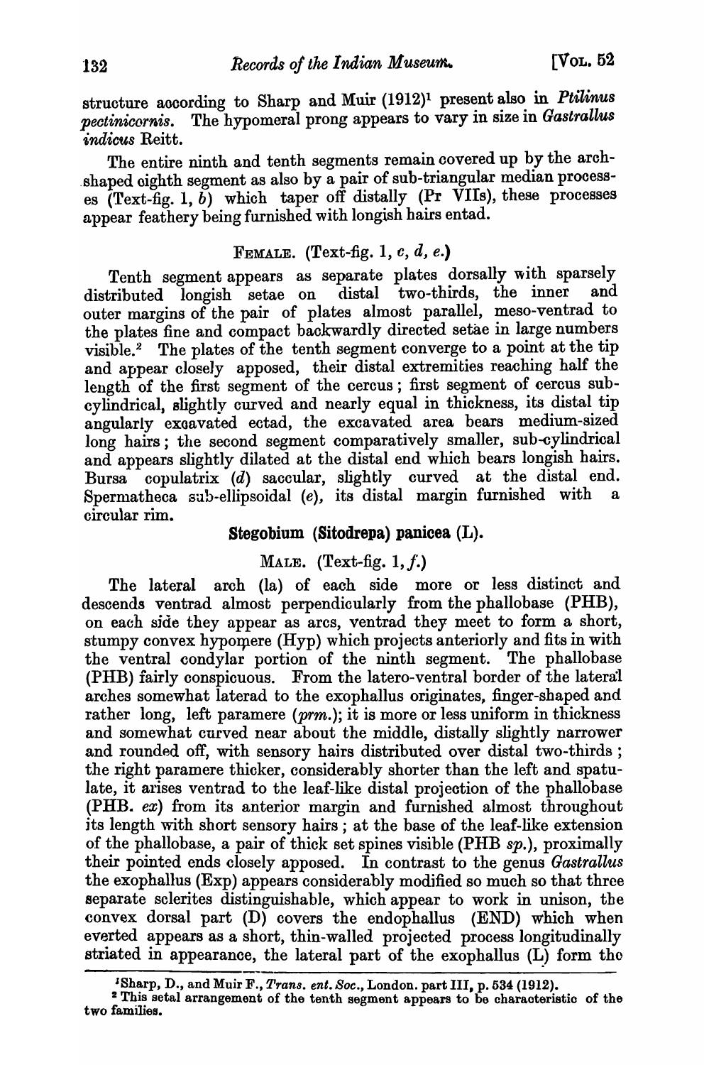structure according to Sharp and Muir (1912)[1] present also in *Ptilinus pectinicornis*. The hypomeral prong appears to vary in size in *Gastrallus indicus* Reitt.

The entire ninth and tenth segments remain covered up by the arch-shaped eighth segment as also by a pair of sub-triangular median processes (Text-fig. 1, *b*) which taper off distally (Pr VIIs), these processes appear feathery being furnished with longish hairs entad.

FEMALE. (Text-fig. 1, *c*, *d*, *e*.)

Tenth segment appears as separate plates dorsally with sparsely distributed longish setae on distal two-thirds, the inner and outer margins of the pair of plates almost parallel, meso-ventrad to the plates fine and compact backwardly directed setae in large numbers visible.[2] The plates of the tenth segment converge to a point at the tip and appear closely apposed, their distal extremities reaching half the length of the first segment of the cercus; first segment of cercus sub-cylindrical, slightly curved and nearly equal in thickness, its distal tip angularly excavated ectad, the excavated area bears medium-sized long hairs; the second segment comparatively smaller, sub-cylindrical and appears slightly dilated at the distal end which bears longish hairs. Bursa copulatrix (*d*) saccular, slightly curved at the distal end. Spermatheca sub-ellipsoidal (*e*), its distal margin furnished with a circular rim.

### Stegobium (Sitodrepa) panicea (L).

MALE. (Text-fig. 1, *f*.)

The lateral arch (la) of each side more or less distinct and descends ventrad almost perpendicularly from the phallobase (PHB), on each side they appear as arcs, ventrad they meet to form a short, stumpy convex hypomere (Hyp) which projects anteriorly and fits in with the ventral condylar portion of the ninth segment. The phallobase (PHB) fairly conspicuous. From the latero-ventral border of the lateral arches somewhat laterad to the exophallus originates, finger-shaped and rather long, left paramere (*prm.*); it is more or less uniform in thickness and somewhat curved near about the middle, distally slightly narrower and rounded off, with sensory hairs distributed over distal two-thirds; the right paramere thicker, considerably shorter than the left and spatulate, it arises ventrad to the leaf-like distal projection of the phallobase (PHB. *ex*) from its anterior margin and furnished almost throughout its length with short sensory hairs; at the base of the leaf-like extension of the phallobase, a pair of thick set spines visible (PHB *sp.*), proximally their pointed ends closely apposed. In contrast to the genus *Gastrallus* the exophallus (Exp) appears considerably modified so much so that three separate sclerites distinguishable, which appear to work in unison, the convex dorsal part (D) covers the endophallus (END) which when everted appears as a short, thin-walled projected process longitudinally striated in appearance, the lateral part of the exophallus (L) form the

---

[1] Sharp, D., and Muir F., *Trans. ent. Soc.*, London. part III, p. 534 (1912).

[2] This setal arrangement of the tenth segment appears to be characteristic of the two families.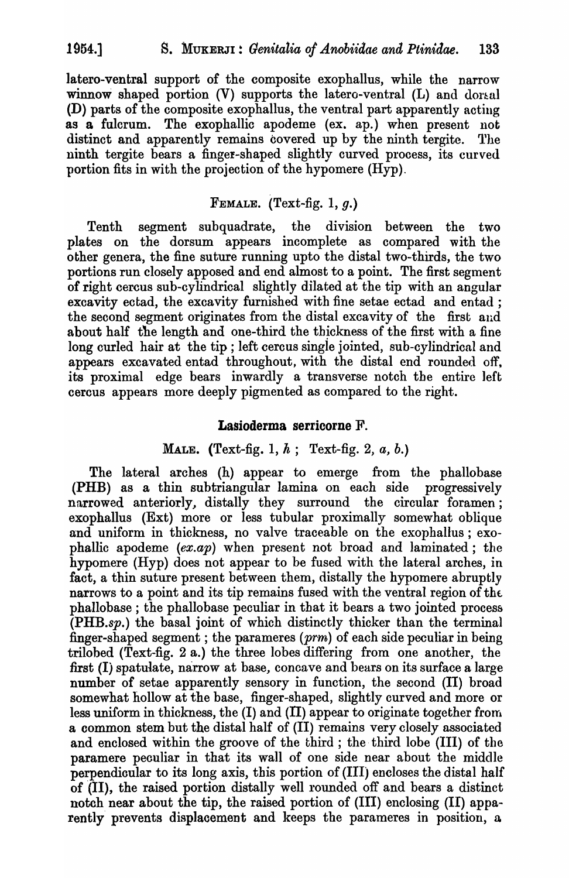latero-ventral support of the composite exophallus, while the narrow winnow shaped portion (V) supports the latero-ventral (L) and dorsal (D) parts of the composite exophallus, the ventral part apparently acting as a fulcrum. The exophallic apodeme (ex. ap.) when present not distinct and apparently remains covered up by the ninth tergite. The ninth tergite bears a finger-shaped slightly curved process, its curved portion fits in with the projection of the hypomere (Hyp).

FEMALE. (Text-fig. 1, *g*.)

Tenth segment subquadrate, the division between the two plates on the dorsum appears incomplete as compared with the other genera, the fine suture running upto the distal two-thirds, the two portions run closely apposed and end almost to a point. The first segment of right cercus sub-cylindrical slightly dilated at the tip with an angular excavity ectad, the excavity furnished with fine setae ectad and entad; the second segment originates from the distal excavity of the first and about half the length and one-third the thickness of the first with a fine long curled hair at the tip; left cercus single jointed, sub-cylindrical and appears excavated entad throughout, with the distal end rounded off, its proximal edge bears inwardly a transverse notch the entire left cercus appears more deeply pigmented as compared to the right.

### Lasioderma serricorne F.

MALE. (Text-fig. 1, *h*; Text-fig. 2, *a*, *b*.)

The lateral arches (h) appear to emerge from the phallobase (PHB) as a thin subtriangular lamina on each side progressively narrowed anteriorly, distally they surround the circular foramen; exophallus (Ext) more or less tubular proximally somewhat oblique and uniform in thickness, no valve traceable on the exophallus; exophallic apodeme (*ex.ap*) when present not broad and laminated; the hypomere (Hyp) does not appear to be fused with the lateral arches, in fact, a thin suture present between them, distally the hypomere abruptly narrows to a point and its tip remains fused with the ventral region of the phallobase; the phallobase peculiar in that it bears a two jointed process (PHB.*sp*.) the basal joint of which distinctly thicker than the terminal finger-shaped segment; the parameres (*prm*) of each side peculiar in being trilobed (Text-fig. 2 a.) the three lobes differing from one another, the first (I) spatulate, narrow at base, concave and bears on its surface a large number of setae apparently sensory in function, the second (II) broad somewhat hollow at the base, finger-shaped, slightly curved and more or less uniform in thickness, the (I) and (II) appear to originate together from a common stem but the distal half of (II) remains very closely associated and enclosed within the groove of the third; the third lobe (III) of the paramere peculiar in that its wall of one side near about the middle perpendicular to its long axis, this portion of (III) encloses the distal half of (II), the raised portion distally well rounded off and bears a distinct notch near about the tip, the raised portion of (III) enclosing (II) apparently prevents displacement and keeps the parameres in position, a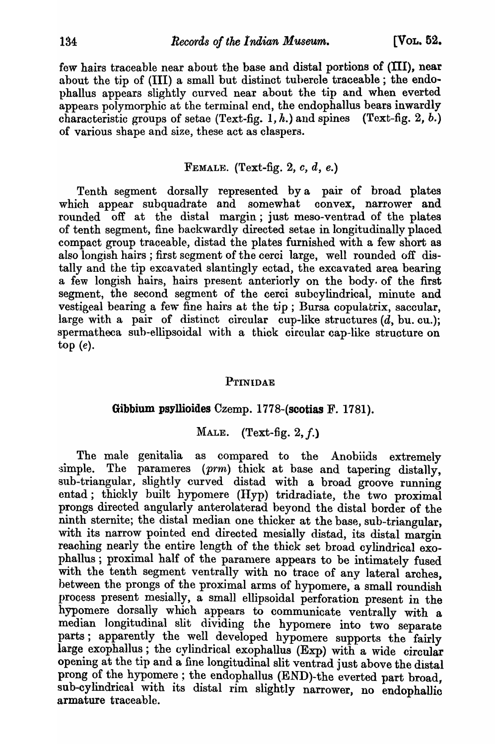few hairs traceable near about the base and distal portions of (III), near about the tip of (III) a small but distinct tubercle traceable; the endophallus appears slightly curved near about the tip and when everted appears polymorphic at the terminal end, the endophallus bears inwardly characteristic groups of setae (Text-fig. 1, *h*.) and spines (Text-fig. 2, *b*.) of various shape and size, these act as claspers.

FEMALE. (Text-fig. 2, *c*, *d*, *e*.)

Tenth segment dorsally represented by a pair of broad plates which appear subquadrate and somewhat convex, narrower and rounded off at the distal margin; just meso-ventrad of the plates of tenth segment, fine backwardly directed setae in longitudinally placed compact group traceable, distad the plates furnished with a few short as also longish hairs; first segment of the cerci large, well rounded off distally and the tip excavated slantingly ectad, the excavated area bearing a few longish hairs, hairs present anteriorly on the body of the first segment, the second segment of the cerci subcylindrical, minute and vestigeal bearing a few fine hairs at the tip; Bursa copulatrix, saccular, large with a pair of distinct circular cup-like structures (*d*, bu. cu.); spermatheca sub-ellipsoidal with a thick circular cap-like structure on top (*e*).

## PTINIDAE

### **Gibbium psyllioides** Czemp. 1778-(**scotias** F. 1781).

MALE. (Text-fig. 2, *f*.)

The male genitalia as compared to the Anobiids extremely simple. The parameres (*prm*) thick at base and tapering distally, sub-triangular, slightly curved distad with a broad groove running entad; thickly built hypomere (Hyp) tridradiate, the two proximal prongs directed angularly anterolaterad beyond the distal border of the ninth sternite; the distal median one thicker at the base, sub-triangular, with its narrow pointed end directed mesially distad, its distal margin reaching nearly the entire length of the thick set broad cylindrical exophallus; proximal half of the paramere appears to be intimately fused with the tenth segment ventrally with no trace of any lateral arches, between the prongs of the proximal arms of hypomere, a small roundish process present mesially, a small ellipsoidal perforation present in the hypomere dorsally which appears to communicate ventrally with a median longitudinal slit dividing the hypomere into two separate parts; apparently the well developed hypomere supports the fairly large exophallus; the cylindrical exophallus (Exp) with a wide circular opening at the tip and a fine longitudinal slit ventrad just above the distal prong of the hypomere; the endophallus (END)-the everted part broad, sub-cylindrical with its distal rim slightly narrower, no endophallic armature traceable.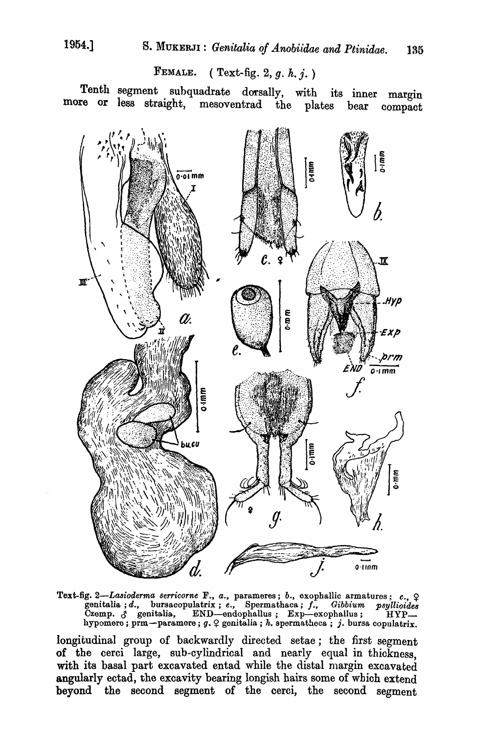FEMALE. ( Text-fig. 2, *g. h. j.* )

Tenth segment subquadrate dorsally, with its inner margin more or less straight, mesoventrad the plates bear compact longitudinal group of backwardly directed setae; the first segment of the cerci large, sub-cylindrical and nearly equal in thickness, with its basal part excavated entad while the distal margin excavated angularly ectad, the excavity bearing longish hairs some of which extend beyond the second segment of the cerci, the second segment

Text-fig. 2—*Lasioderma serricorne* F., *a.*, parameres; *b.*, exophallic armatures; *c.*, ♀ genitalia; *d.*, bursacopulatrix; *e.*, Spermathaca; *f.*, *Gibbium psyllioides* Czemp. ♂ genitalia, END—endophallus; Exp—exophallus; HYP—hypomere; prm—paramere; *g.* ♀ genitalia; *h.* spermatheca; *j.* bursa copulatrix.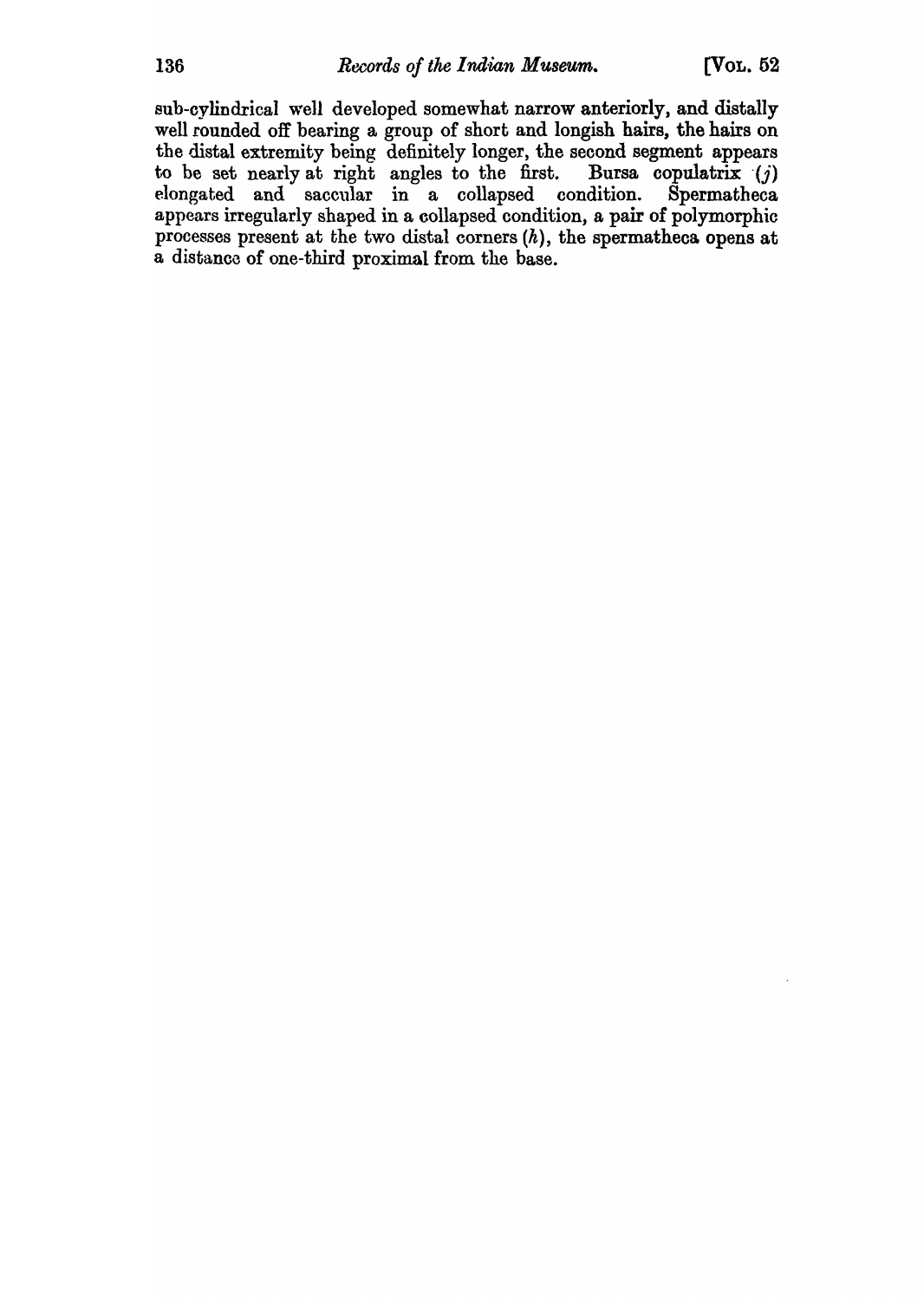sub-cylindrical well developed somewhat narrow anteriorly, and distally well rounded off bearing a group of short and longish hairs, the hairs on the distal extremity being definitely longer, the second segment appears to be set nearly at right angles to the first. Bursa copulatrix (*j*) elongated and saccular in a collapsed condition. Spermatheca appears irregularly shaped in a collapsed condition, a pair of polymorphic processes present at the two distal corners (*h*), the spermatheca opens at a distance of one-third proximal from the base.